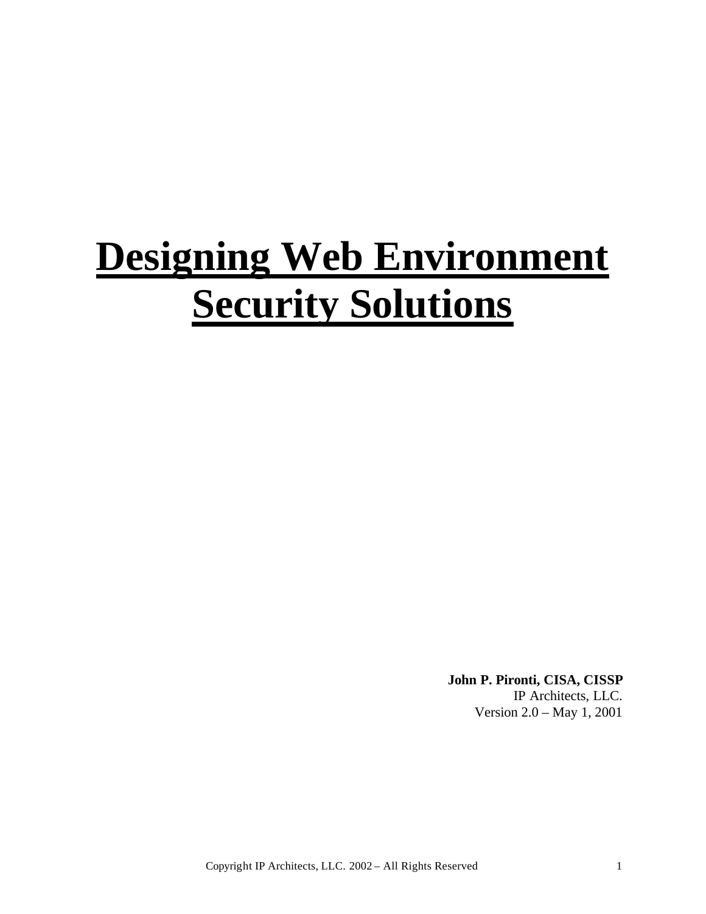# Designing Web Environment Security Solutions

**John P. Pironti, CISA, CISSP**
IP Architects, LLC.
Version 2.0 – May 1, 2001

Copyright IP Architects, LLC. 2002 – All Rights Reserved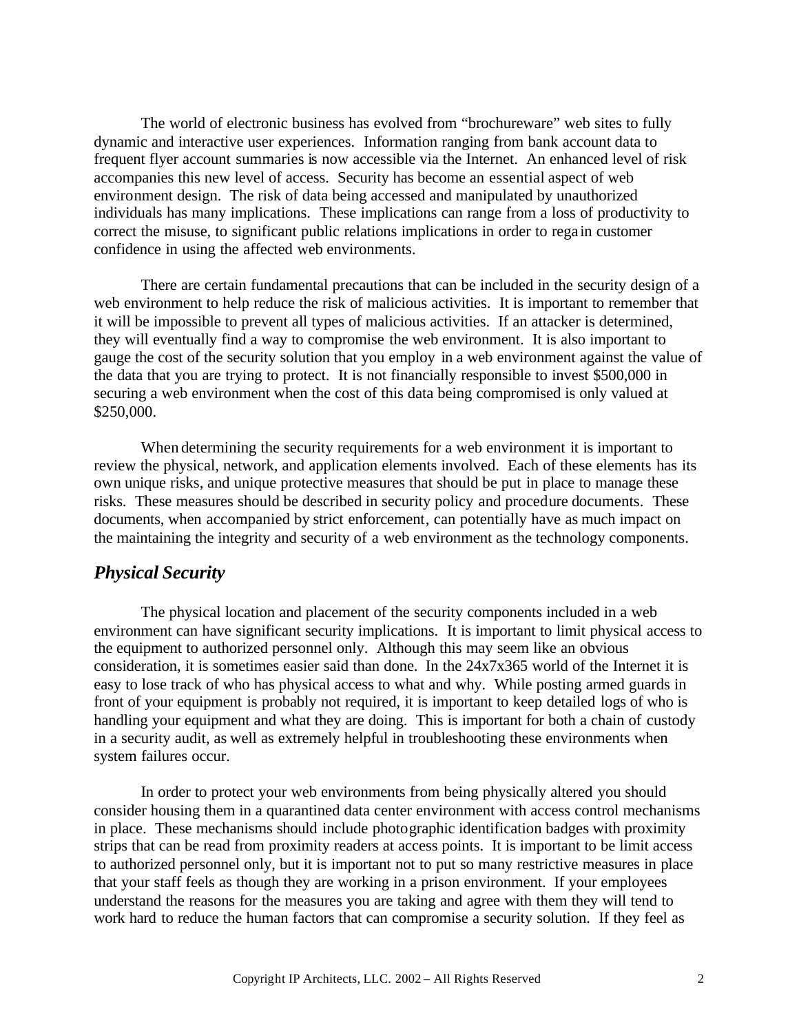The world of electronic business has evolved from "brochureware" web sites to fully dynamic and interactive user experiences. Information ranging from bank account data to frequent flyer account summaries is now accessible via the Internet. An enhanced level of risk accompanies this new level of access. Security has become an essential aspect of web environment design. The risk of data being accessed and manipulated by unauthorized individuals has many implications. These implications can range from a loss of productivity to correct the misuse, to significant public relations implications in order to regain customer confidence in using the affected web environments.

There are certain fundamental precautions that can be included in the security design of a web environment to help reduce the risk of malicious activities. It is important to remember that it will be impossible to prevent all types of malicious activities. If an attacker is determined, they will eventually find a way to compromise the web environment. It is also important to gauge the cost of the security solution that you employ in a web environment against the value of the data that you are trying to protect. It is not financially responsible to invest $500,000 in securing a web environment when the cost of this data being compromised is only valued at $250,000.

When determining the security requirements for a web environment it is important to review the physical, network, and application elements involved. Each of these elements has its own unique risks, and unique protective measures that should be put in place to manage these risks. These measures should be described in security policy and procedure documents. These documents, when accompanied by strict enforcement, can potentially have as much impact on the maintaining the integrity and security of a web environment as the technology components.

## *Physical Security*

The physical location and placement of the security components included in a web environment can have significant security implications. It is important to limit physical access to the equipment to authorized personnel only. Although this may seem like an obvious consideration, it is sometimes easier said than done. In the 24x7x365 world of the Internet it is easy to lose track of who has physical access to what and why. While posting armed guards in front of your equipment is probably not required, it is important to keep detailed logs of who is handling your equipment and what they are doing. This is important for both a chain of custody in a security audit, as well as extremely helpful in troubleshooting these environments when system failures occur.

In order to protect your web environments from being physically altered you should consider housing them in a quarantined data center environment with access control mechanisms in place. These mechanisms should include photographic identification badges with proximity strips that can be read from proximity readers at access points. It is important to be limit access to authorized personnel only, but it is important not to put so many restrictive measures in place that your staff feels as though they are working in a prison environment. If your employees understand the reasons for the measures you are taking and agree with them they will tend to work hard to reduce the human factors that can compromise a security solution. If they feel as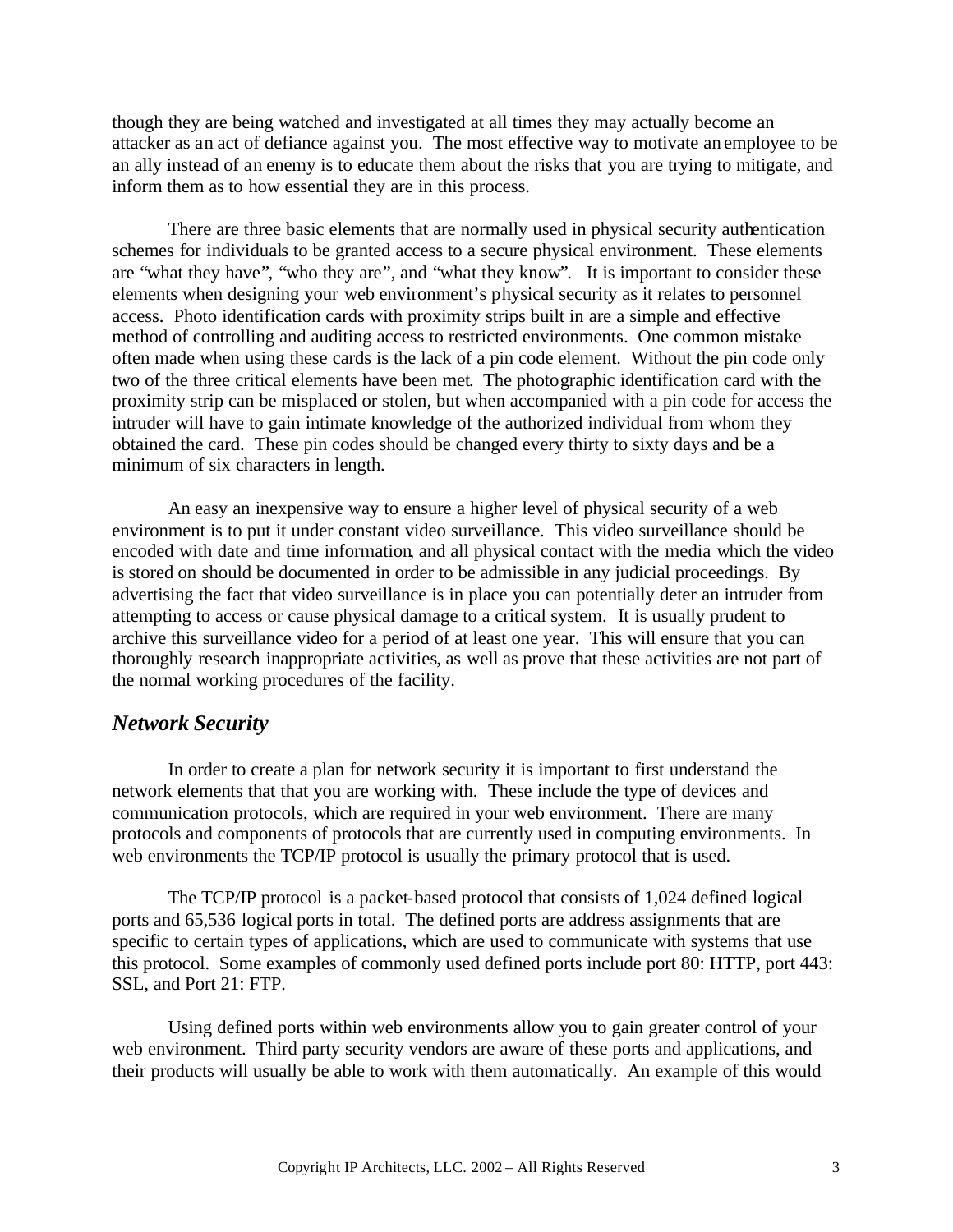though they are being watched and investigated at all times they may actually become an attacker as an act of defiance against you. The most effective way to motivate an employee to be an ally instead of an enemy is to educate them about the risks that you are trying to mitigate, and inform them as to how essential they are in this process.

There are three basic elements that are normally used in physical security authentication schemes for individuals to be granted access to a secure physical environment. These elements are "what they have", "who they are", and "what they know". It is important to consider these elements when designing your web environment's physical security as it relates to personnel access. Photo identification cards with proximity strips built in are a simple and effective method of controlling and auditing access to restricted environments. One common mistake often made when using these cards is the lack of a pin code element. Without the pin code only two of the three critical elements have been met. The photographic identification card with the proximity strip can be misplaced or stolen, but when accompanied with a pin code for access the intruder will have to gain intimate knowledge of the authorized individual from whom they obtained the card. These pin codes should be changed every thirty to sixty days and be a minimum of six characters in length.

An easy an inexpensive way to ensure a higher level of physical security of a web environment is to put it under constant video surveillance. This video surveillance should be encoded with date and time information, and all physical contact with the media which the video is stored on should be documented in order to be admissible in any judicial proceedings. By advertising the fact that video surveillance is in place you can potentially deter an intruder from attempting to access or cause physical damage to a critical system. It is usually prudent to archive this surveillance video for a period of at least one year. This will ensure that you can thoroughly research inappropriate activities, as well as prove that these activities are not part of the normal working procedures of the facility.

## *Network Security*

In order to create a plan for network security it is important to first understand the network elements that that you are working with. These include the type of devices and communication protocols, which are required in your web environment. There are many protocols and components of protocols that are currently used in computing environments. In web environments the TCP/IP protocol is usually the primary protocol that is used.

The TCP/IP protocol is a packet-based protocol that consists of 1,024 defined logical ports and 65,536 logical ports in total. The defined ports are address assignments that are specific to certain types of applications, which are used to communicate with systems that use this protocol. Some examples of commonly used defined ports include port 80: HTTP, port 443: SSL, and Port 21: FTP.

Using defined ports within web environments allow you to gain greater control of your web environment. Third party security vendors are aware of these ports and applications, and their products will usually be able to work with them automatically. An example of this would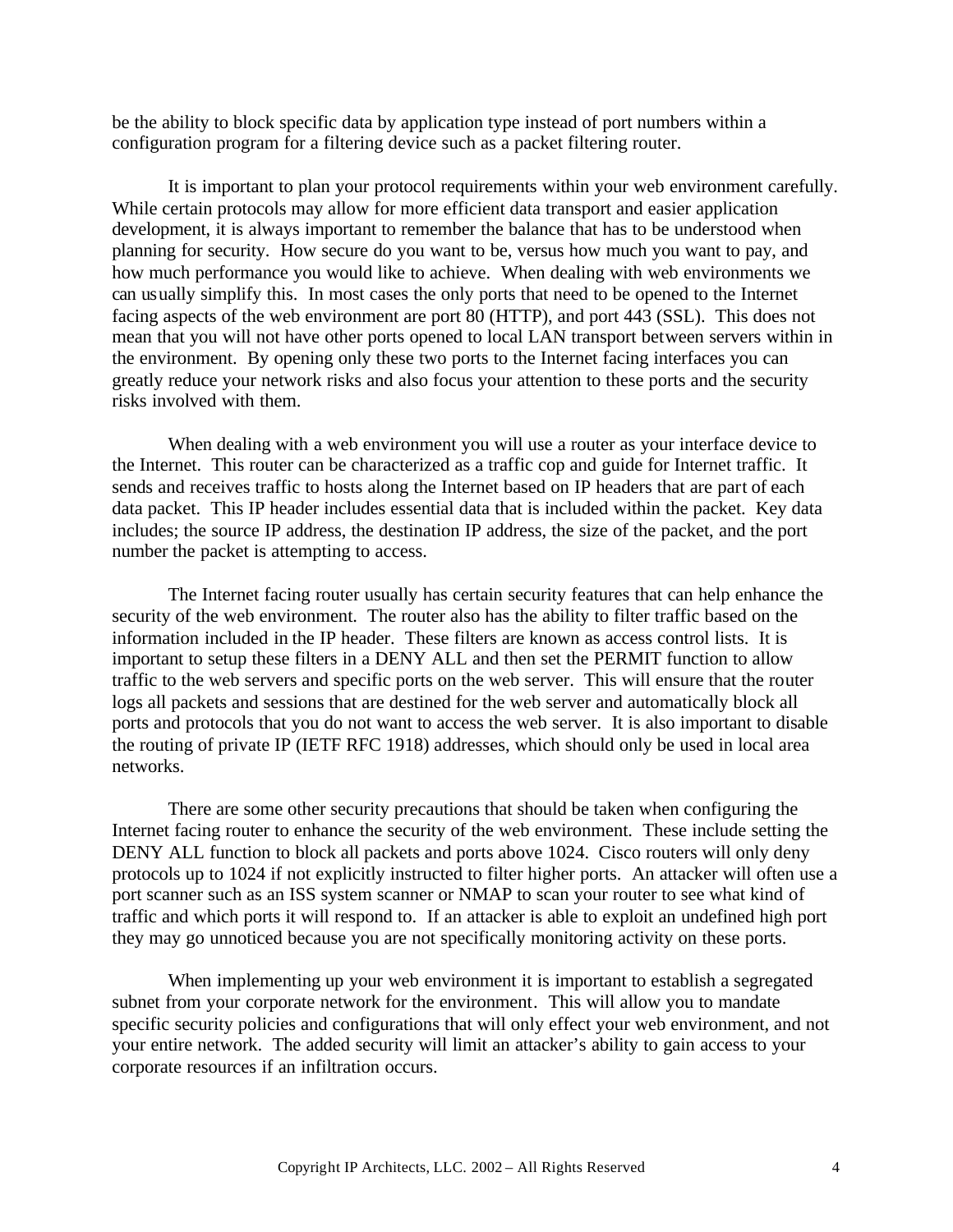be the ability to block specific data by application type instead of port numbers within a configuration program for a filtering device such as a packet filtering router.

It is important to plan your protocol requirements within your web environment carefully. While certain protocols may allow for more efficient data transport and easier application development, it is always important to remember the balance that has to be understood when planning for security. How secure do you want to be, versus how much you want to pay, and how much performance you would like to achieve. When dealing with web environments we can usually simplify this. In most cases the only ports that need to be opened to the Internet facing aspects of the web environment are port 80 (HTTP), and port 443 (SSL). This does not mean that you will not have other ports opened to local LAN transport between servers within in the environment. By opening only these two ports to the Internet facing interfaces you can greatly reduce your network risks and also focus your attention to these ports and the security risks involved with them.

When dealing with a web environment you will use a router as your interface device to the Internet. This router can be characterized as a traffic cop and guide for Internet traffic. It sends and receives traffic to hosts along the Internet based on IP headers that are part of each data packet. This IP header includes essential data that is included within the packet. Key data includes; the source IP address, the destination IP address, the size of the packet, and the port number the packet is attempting to access.

The Internet facing router usually has certain security features that can help enhance the security of the web environment. The router also has the ability to filter traffic based on the information included in the IP header. These filters are known as access control lists. It is important to setup these filters in a DENY ALL and then set the PERMIT function to allow traffic to the web servers and specific ports on the web server. This will ensure that the router logs all packets and sessions that are destined for the web server and automatically block all ports and protocols that you do not want to access the web server. It is also important to disable the routing of private IP (IETF RFC 1918) addresses, which should only be used in local area networks.

There are some other security precautions that should be taken when configuring the Internet facing router to enhance the security of the web environment. These include setting the DENY ALL function to block all packets and ports above 1024. Cisco routers will only deny protocols up to 1024 if not explicitly instructed to filter higher ports. An attacker will often use a port scanner such as an ISS system scanner or NMAP to scan your router to see what kind of traffic and which ports it will respond to. If an attacker is able to exploit an undefined high port they may go unnoticed because you are not specifically monitoring activity on these ports.

When implementing up your web environment it is important to establish a segregated subnet from your corporate network for the environment. This will allow you to mandate specific security policies and configurations that will only effect your web environment, and not your entire network. The added security will limit an attacker's ability to gain access to your corporate resources if an infiltration occurs.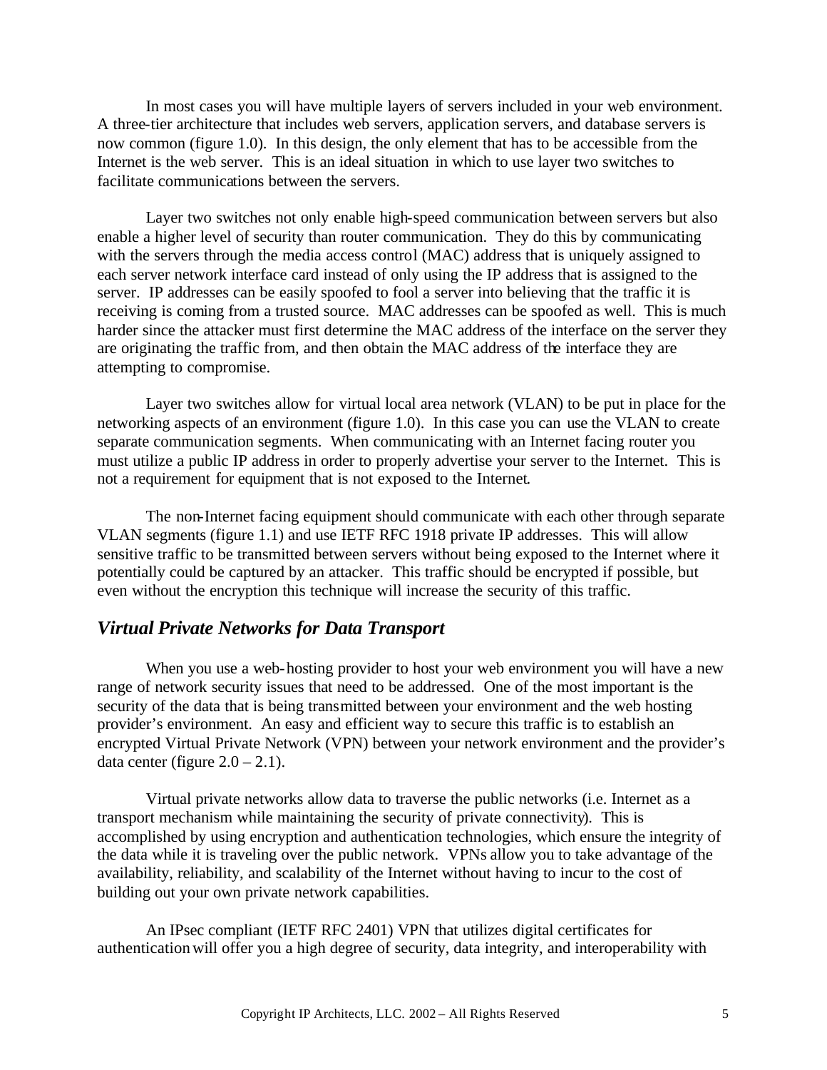In most cases you will have multiple layers of servers included in your web environment. A three-tier architecture that includes web servers, application servers, and database servers is now common (figure 1.0). In this design, the only element that has to be accessible from the Internet is the web server. This is an ideal situation in which to use layer two switches to facilitate communications between the servers.

Layer two switches not only enable high-speed communication between servers but also enable a higher level of security than router communication. They do this by communicating with the servers through the media access control (MAC) address that is uniquely assigned to each server network interface card instead of only using the IP address that is assigned to the server. IP addresses can be easily spoofed to fool a server into believing that the traffic it is receiving is coming from a trusted source. MAC addresses can be spoofed as well. This is much harder since the attacker must first determine the MAC address of the interface on the server they are originating the traffic from, and then obtain the MAC address of the interface they are attempting to compromise.

Layer two switches allow for virtual local area network (VLAN) to be put in place for the networking aspects of an environment (figure 1.0). In this case you can use the VLAN to create separate communication segments. When communicating with an Internet facing router you must utilize a public IP address in order to properly advertise your server to the Internet. This is not a requirement for equipment that is not exposed to the Internet.

The non-Internet facing equipment should communicate with each other through separate VLAN segments (figure 1.1) and use IETF RFC 1918 private IP addresses. This will allow sensitive traffic to be transmitted between servers without being exposed to the Internet where it potentially could be captured by an attacker. This traffic should be encrypted if possible, but even without the encryption this technique will increase the security of this traffic.

## *Virtual Private Networks for Data Transport*

When you use a web-hosting provider to host your web environment you will have a new range of network security issues that need to be addressed. One of the most important is the security of the data that is being transmitted between your environment and the web hosting provider's environment. An easy and efficient way to secure this traffic is to establish an encrypted Virtual Private Network (VPN) between your network environment and the provider's data center (figure 2.0 – 2.1).

Virtual private networks allow data to traverse the public networks (i.e. Internet as a transport mechanism while maintaining the security of private connectivity). This is accomplished by using encryption and authentication technologies, which ensure the integrity of the data while it is traveling over the public network. VPNs allow you to take advantage of the availability, reliability, and scalability of the Internet without having to incur to the cost of building out your own private network capabilities.

An IPsec compliant (IETF RFC 2401) VPN that utilizes digital certificates for authentication will offer you a high degree of security, data integrity, and interoperability with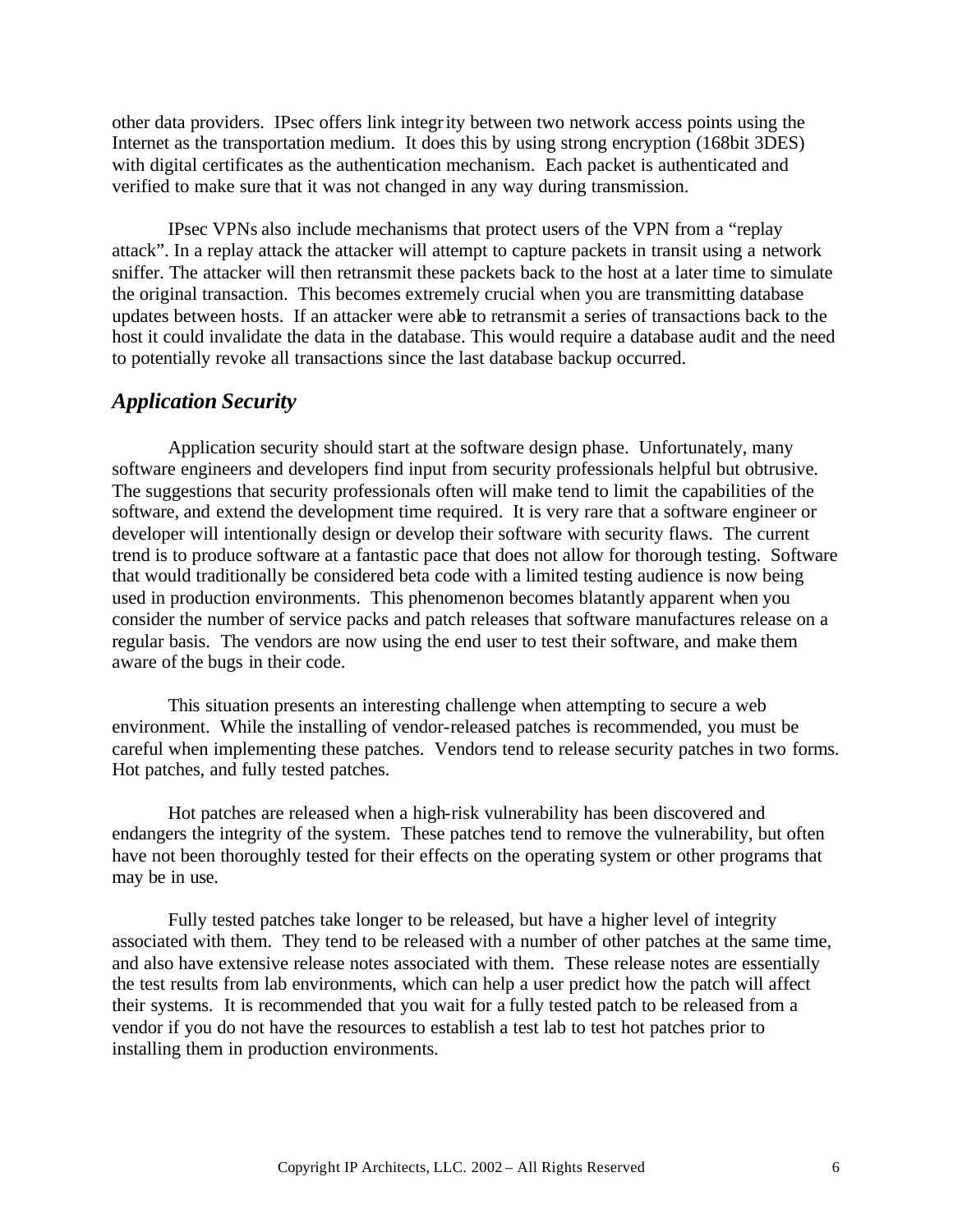other data providers. IPsec offers link integrity between two network access points using the Internet as the transportation medium. It does this by using strong encryption (168bit 3DES) with digital certificates as the authentication mechanism. Each packet is authenticated and verified to make sure that it was not changed in any way during transmission.

IPsec VPNs also include mechanisms that protect users of the VPN from a "replay attack". In a replay attack the attacker will attempt to capture packets in transit using a network sniffer. The attacker will then retransmit these packets back to the host at a later time to simulate the original transaction. This becomes extremely crucial when you are transmitting database updates between hosts. If an attacker were able to retransmit a series of transactions back to the host it could invalidate the data in the database. This would require a database audit and the need to potentially revoke all transactions since the last database backup occurred.

## *Application Security*

Application security should start at the software design phase. Unfortunately, many software engineers and developers find input from security professionals helpful but obtrusive. The suggestions that security professionals often will make tend to limit the capabilities of the software, and extend the development time required. It is very rare that a software engineer or developer will intentionally design or develop their software with security flaws. The current trend is to produce software at a fantastic pace that does not allow for thorough testing. Software that would traditionally be considered beta code with a limited testing audience is now being used in production environments. This phenomenon becomes blatantly apparent when you consider the number of service packs and patch releases that software manufactures release on a regular basis. The vendors are now using the end user to test their software, and make them aware of the bugs in their code.

This situation presents an interesting challenge when attempting to secure a web environment. While the installing of vendor-released patches is recommended, you must be careful when implementing these patches. Vendors tend to release security patches in two forms. Hot patches, and fully tested patches.

Hot patches are released when a high-risk vulnerability has been discovered and endangers the integrity of the system. These patches tend to remove the vulnerability, but often have not been thoroughly tested for their effects on the operating system or other programs that may be in use.

Fully tested patches take longer to be released, but have a higher level of integrity associated with them. They tend to be released with a number of other patches at the same time, and also have extensive release notes associated with them. These release notes are essentially the test results from lab environments, which can help a user predict how the patch will affect their systems. It is recommended that you wait for a fully tested patch to be released from a vendor if you do not have the resources to establish a test lab to test hot patches prior to installing them in production environments.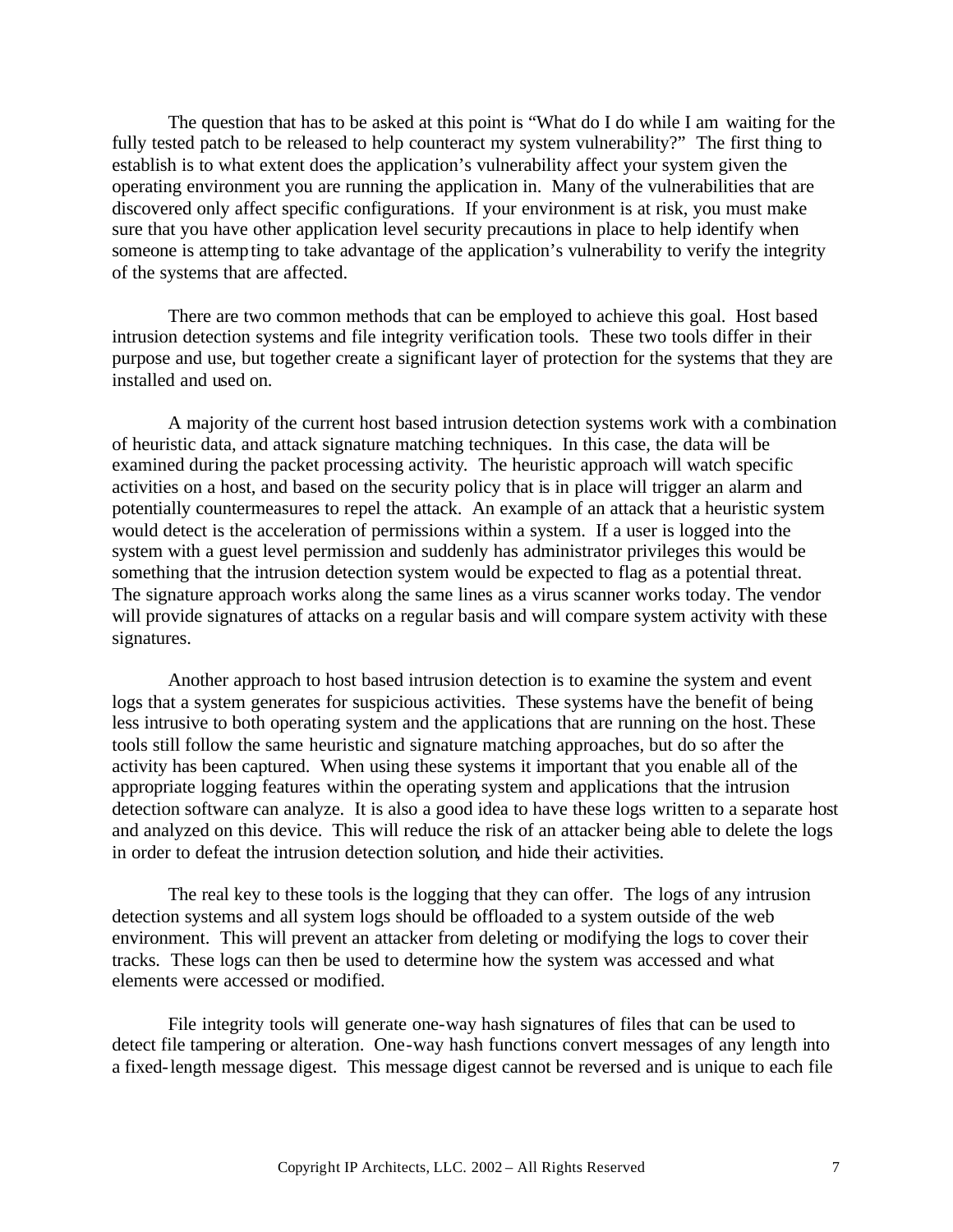The question that has to be asked at this point is "What do I do while I am waiting for the fully tested patch to be released to help counteract my system vulnerability?" The first thing to establish is to what extent does the application's vulnerability affect your system given the operating environment you are running the application in. Many of the vulnerabilities that are discovered only affect specific configurations. If your environment is at risk, you must make sure that you have other application level security precautions in place to help identify when someone is attempting to take advantage of the application's vulnerability to verify the integrity of the systems that are affected.

There are two common methods that can be employed to achieve this goal. Host based intrusion detection systems and file integrity verification tools. These two tools differ in their purpose and use, but together create a significant layer of protection for the systems that they are installed and used on.

A majority of the current host based intrusion detection systems work with a combination of heuristic data, and attack signature matching techniques. In this case, the data will be examined during the packet processing activity. The heuristic approach will watch specific activities on a host, and based on the security policy that is in place will trigger an alarm and potentially countermeasures to repel the attack. An example of an attack that a heuristic system would detect is the acceleration of permissions within a system. If a user is logged into the system with a guest level permission and suddenly has administrator privileges this would be something that the intrusion detection system would be expected to flag as a potential threat. The signature approach works along the same lines as a virus scanner works today. The vendor will provide signatures of attacks on a regular basis and will compare system activity with these signatures.

Another approach to host based intrusion detection is to examine the system and event logs that a system generates for suspicious activities. These systems have the benefit of being less intrusive to both operating system and the applications that are running on the host. These tools still follow the same heuristic and signature matching approaches, but do so after the activity has been captured. When using these systems it important that you enable all of the appropriate logging features within the operating system and applications that the intrusion detection software can analyze. It is also a good idea to have these logs written to a separate host and analyzed on this device. This will reduce the risk of an attacker being able to delete the logs in order to defeat the intrusion detection solution, and hide their activities.

The real key to these tools is the logging that they can offer. The logs of any intrusion detection systems and all system logs should be offloaded to a system outside of the web environment. This will prevent an attacker from deleting or modifying the logs to cover their tracks. These logs can then be used to determine how the system was accessed and what elements were accessed or modified.

File integrity tools will generate one-way hash signatures of files that can be used to detect file tampering or alteration. One-way hash functions convert messages of any length into a fixed-length message digest. This message digest cannot be reversed and is unique to each file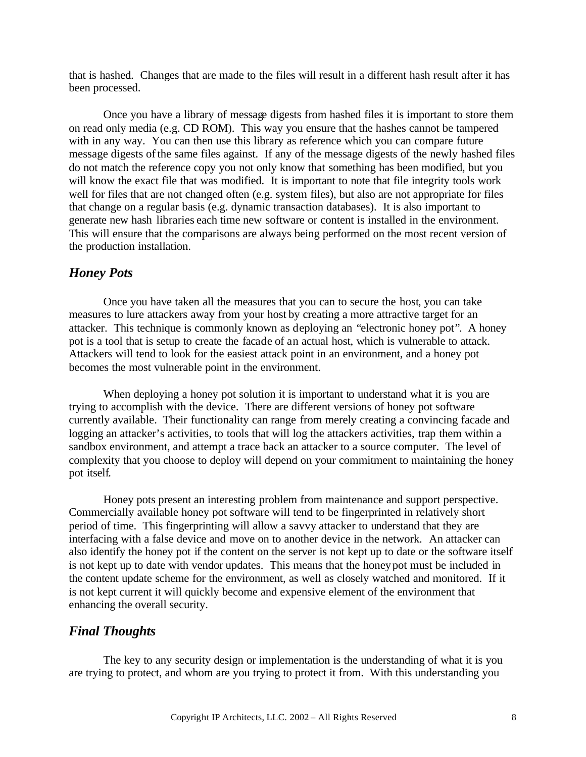that is hashed. Changes that are made to the files will result in a different hash result after it has been processed.

Once you have a library of message digests from hashed files it is important to store them on read only media (e.g. CD ROM). This way you ensure that the hashes cannot be tampered with in any way. You can then use this library as reference which you can compare future message digests of the same files against. If any of the message digests of the newly hashed files do not match the reference copy you not only know that something has been modified, but you will know the exact file that was modified. It is important to note that file integrity tools work well for files that are not changed often (e.g. system files), but also are not appropriate for files that change on a regular basis (e.g. dynamic transaction databases). It is also important to generate new hash libraries each time new software or content is installed in the environment. This will ensure that the comparisons are always being performed on the most recent version of the production installation.

## *Honey Pots*

Once you have taken all the measures that you can to secure the host, you can take measures to lure attackers away from your host by creating a more attractive target for an attacker. This technique is commonly known as deploying an "electronic honey pot". A honey pot is a tool that is setup to create the facade of an actual host, which is vulnerable to attack. Attackers will tend to look for the easiest attack point in an environment, and a honey pot becomes the most vulnerable point in the environment.

When deploying a honey pot solution it is important to understand what it is you are trying to accomplish with the device. There are different versions of honey pot software currently available. Their functionality can range from merely creating a convincing facade and logging an attacker's activities, to tools that will log the attackers activities, trap them within a sandbox environment, and attempt a trace back an attacker to a source computer. The level of complexity that you choose to deploy will depend on your commitment to maintaining the honey pot itself.

Honey pots present an interesting problem from maintenance and support perspective. Commercially available honey pot software will tend to be fingerprinted in relatively short period of time. This fingerprinting will allow a savvy attacker to understand that they are interfacing with a false device and move on to another device in the network. An attacker can also identify the honey pot if the content on the server is not kept up to date or the software itself is not kept up to date with vendor updates. This means that the honey pot must be included in the content update scheme for the environment, as well as closely watched and monitored. If it is not kept current it will quickly become and expensive element of the environment that enhancing the overall security.

## *Final Thoughts*

The key to any security design or implementation is the understanding of what it is you are trying to protect, and whom are you trying to protect it from. With this understanding you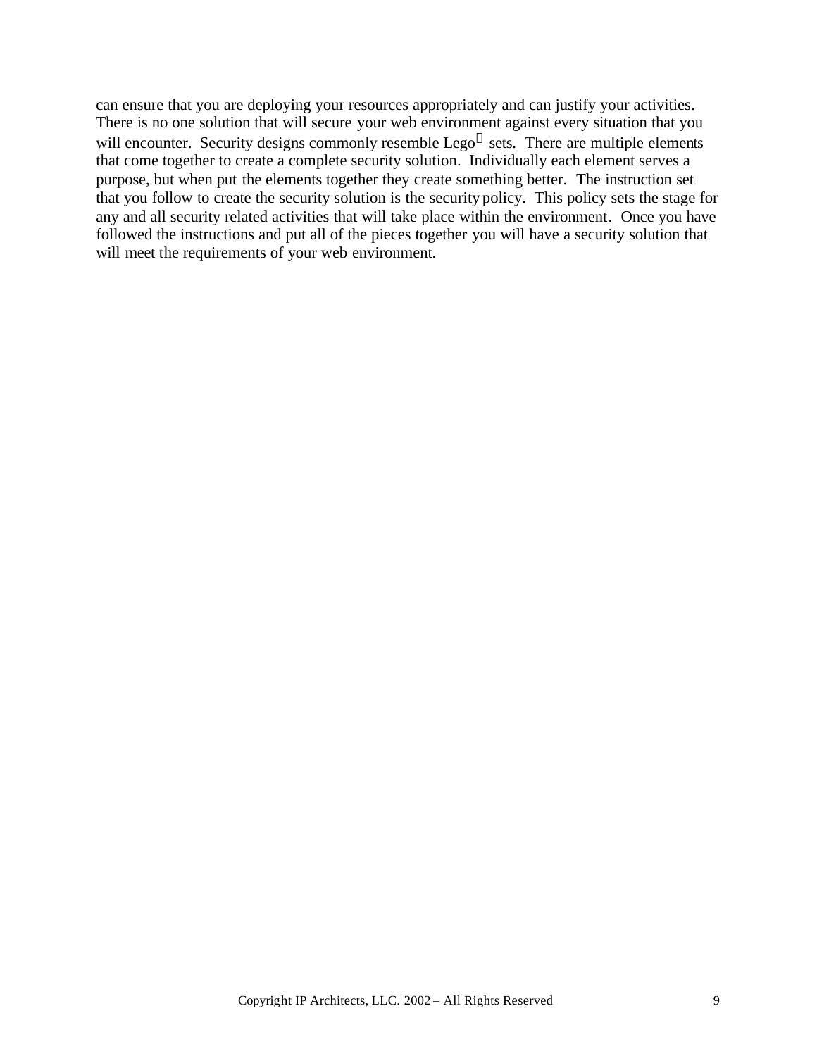can ensure that you are deploying your resources appropriately and can justify your activities. There is no one solution that will secure your web environment against every situation that you will encounter. Security designs commonly resemble Lego® sets. There are multiple elements that come together to create a complete security solution. Individually each element serves a purpose, but when put the elements together they create something better. The instruction set that you follow to create the security solution is the security policy. This policy sets the stage for any and all security related activities that will take place within the environment. Once you have followed the instructions and put all of the pieces together you will have a security solution that will meet the requirements of your web environment.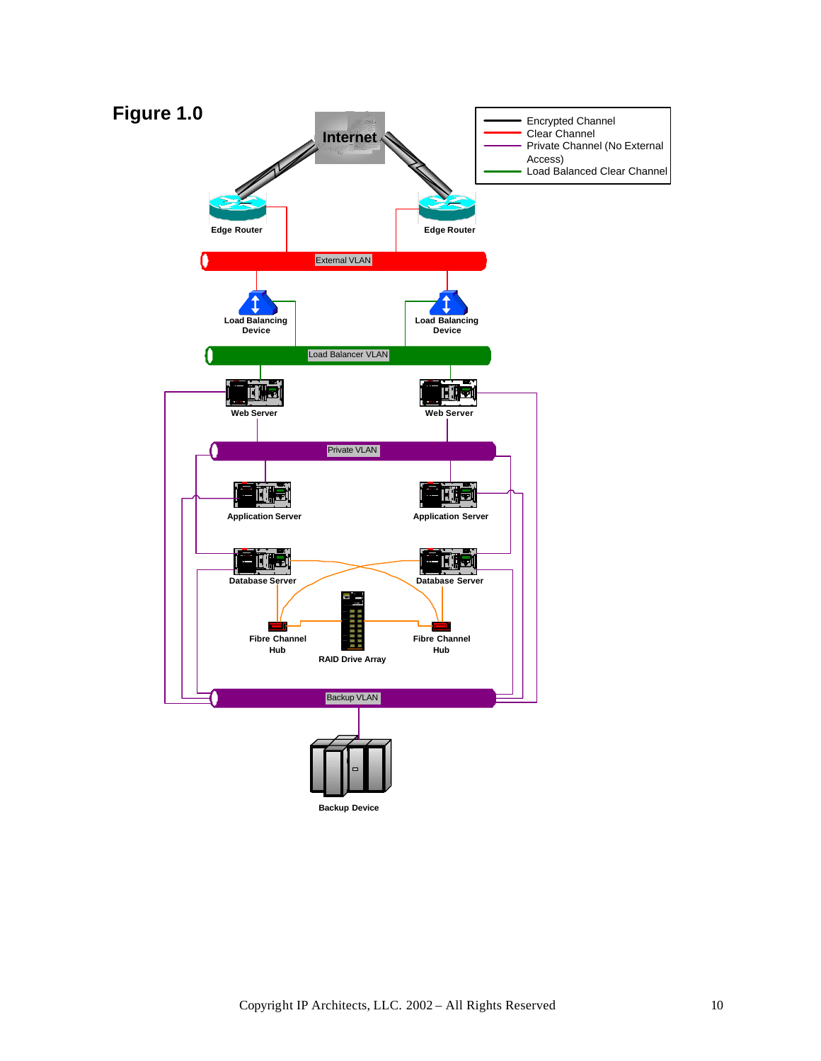# Figure 1.0

Encrypted Channel
Clear Channel
Private Channel (No External Access)
Load Balanced Clear Channel

Internet

Edge Router

Edge Router

External VLAN

Load Balancing Device

Load Balancing Device

Load Balancer VLAN

Web Server

Web Server

Private VLAN

Application Server

Application Server

Database Server

Database Server

Fibre Channel Hub

RAID Drive Array

Fibre Channel Hub

Backup VLAN

Backup Device

Copyright IP Architects, LLC. 2002 – All Rights Reserved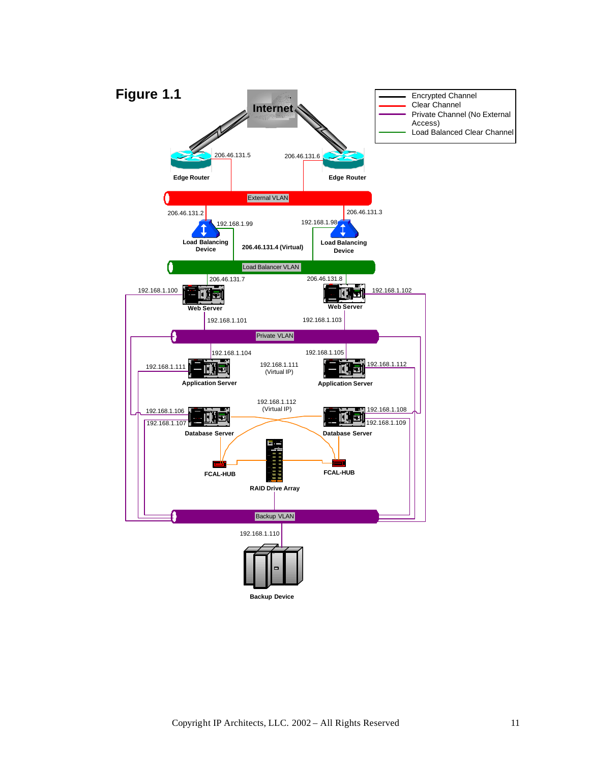# Figure 1.1

- Encrypted Channel
- Clear Channel
- Private Channel (No External Access)
- Load Balanced Clear Channel

Internet

Edge Router 206.46.131.5

Edge Router 206.46.131.6

External VLAN

206.46.131.2 — 192.168.1.99 — Load Balancing Device

206.46.131.3 — 192.168.1.98 — Load Balancing Device

206.46.131.4 (Virtual)

Load Balancer VLAN

Web Server — 206.46.131.7 — 192.168.1.100 — 192.168.1.101

Web Server — 206.46.131.8 — 192.168.1.102 — 192.168.1.103

Private VLAN

Application Server — 192.168.1.104 — 192.168.1.111

Application Server — 192.168.1.105 — 192.168.1.112

192.168.1.111 (Virtual IP)

192.168.1.112 (Virtual IP)

Database Server — 192.168.1.106 — 192.168.1.107

Database Server — 192.168.1.108 — 192.168.1.109

FCAL-HUB

FCAL-HUB

RAID Drive Array

Backup VLAN

192.168.1.110

Backup Device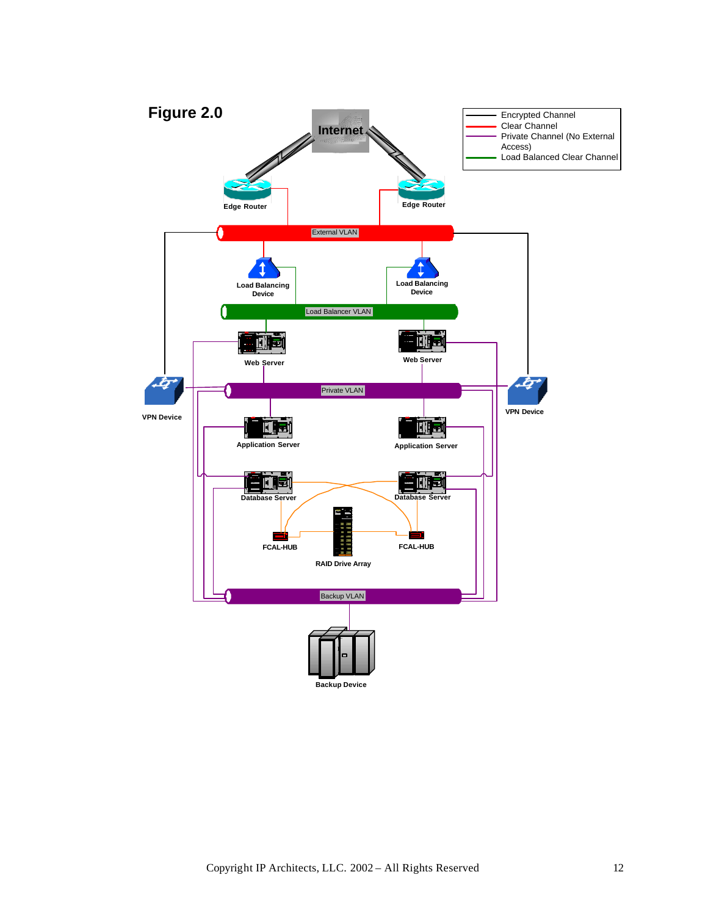# Figure 2.0

| Legend | |
|---|---|
| Black line | Encrypted Channel |
| Red line | Clear Channel |
| Purple line | Private Channel (No External Access) |
| Green line | Load Balanced Clear Channel |

Internet

Edge Router

Edge Router

External VLAN

Load Balancing Device

Load Balancing Device

Load Balancer VLAN

Web Server

Web Server

VPN Device

Private VLAN

VPN Device

Application Server

Application Server

Database Server

Database Server

FCAL-HUB

RAID Drive Array

FCAL-HUB

Backup VLAN

Backup Device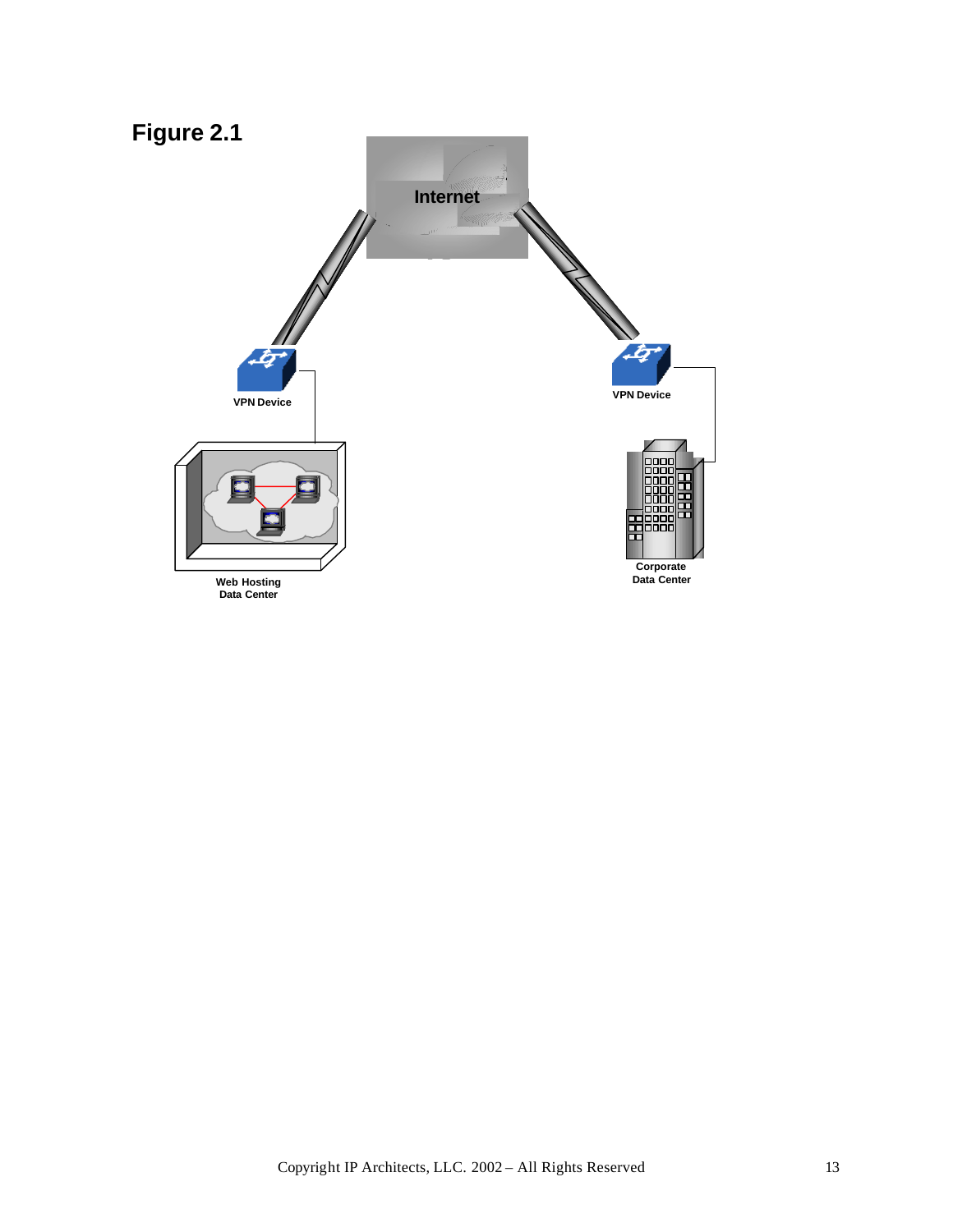**Figure 2.1**

Internet

VPN Device

VPN Device

Web Hosting
Data Center

Corporate
Data Center

Copyright IP Architects, LLC. 2002 – All Rights Reserved